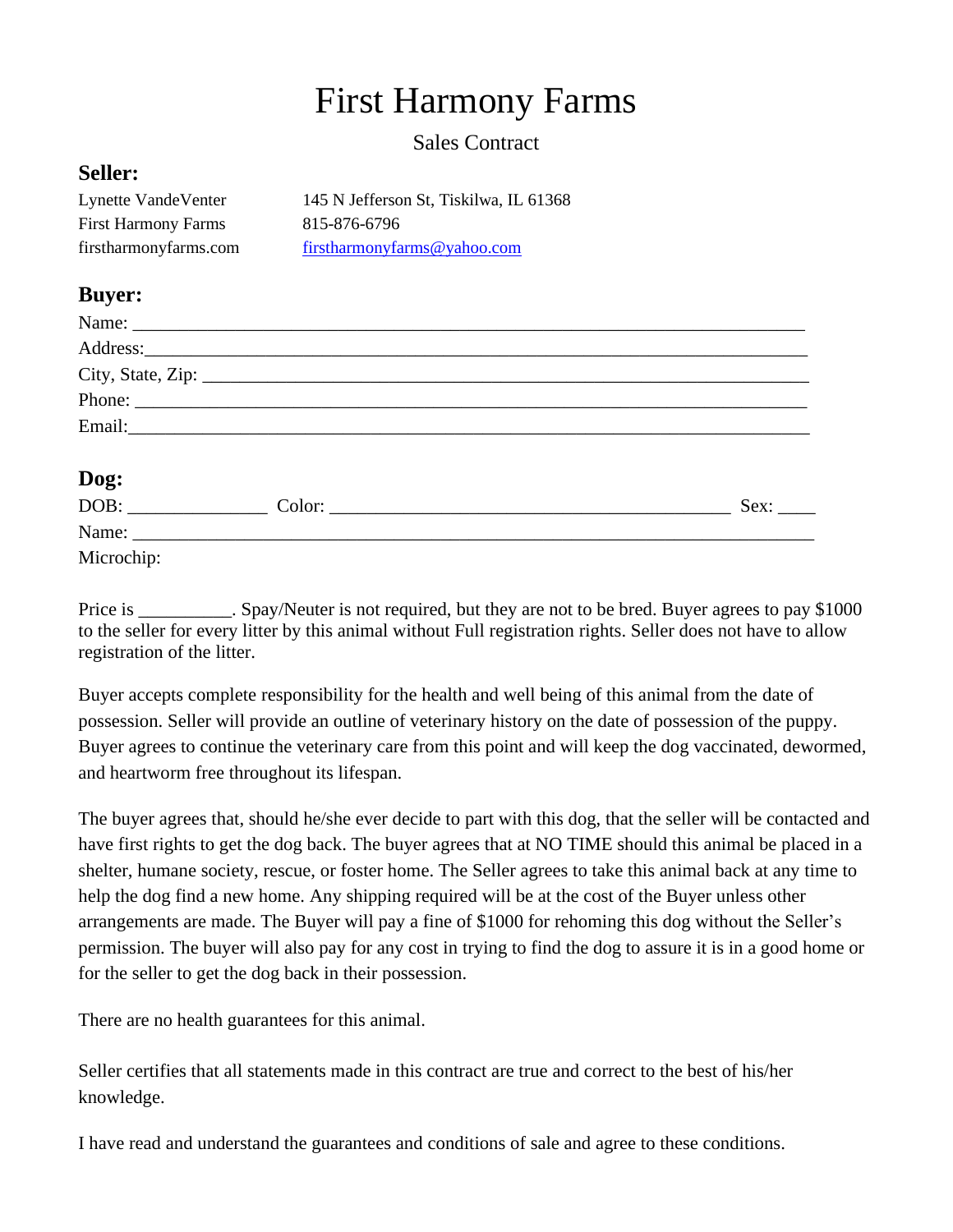# First Harmony Farms

Sales Contract

## Seller:

Lynette VandeVenter 145 N Jefferson St, Tiskilwa, IL 61368
First Harmony Farms 815-876-6796
firstharmonyfarms.com firstharmonyfarms@yahoo.com

## Buyer:

Name: ___________________________________________________________________________
Address:__________________________________________________________________________
City, State, Zip: ____________________________________________________________________
Phone: ___________________________________________________________________________
Email:____________________________________________________________________________

## Dog:

DOB: _______________ Color: ____________________________________________ Sex: ____
Name: ____________________________________________________________________________
Microchip:

Price is __________. Spay/Neuter is not required, but they are not to be bred. Buyer agrees to pay $1000 to the seller for every litter by this animal without Full registration rights. Seller does not have to allow registration of the litter.

Buyer accepts complete responsibility for the health and well being of this animal from the date of possession. Seller will provide an outline of veterinary history on the date of possession of the puppy. Buyer agrees to continue the veterinary care from this point and will keep the dog vaccinated, dewormed, and heartworm free throughout its lifespan.

The buyer agrees that, should he/she ever decide to part with this dog, that the seller will be contacted and have first rights to get the dog back. The buyer agrees that at NO TIME should this animal be placed in a shelter, humane society, rescue, or foster home. The Seller agrees to take this animal back at any time to help the dog find a new home. Any shipping required will be at the cost of the Buyer unless other arrangements are made. The Buyer will pay a fine of $1000 for rehoming this dog without the Seller's permission. The buyer will also pay for any cost in trying to find the dog to assure it is in a good home or for the seller to get the dog back in their possession.

There are no health guarantees for this animal.

Seller certifies that all statements made in this contract are true and correct to the best of his/her knowledge.

I have read and understand the guarantees and conditions of sale and agree to these conditions.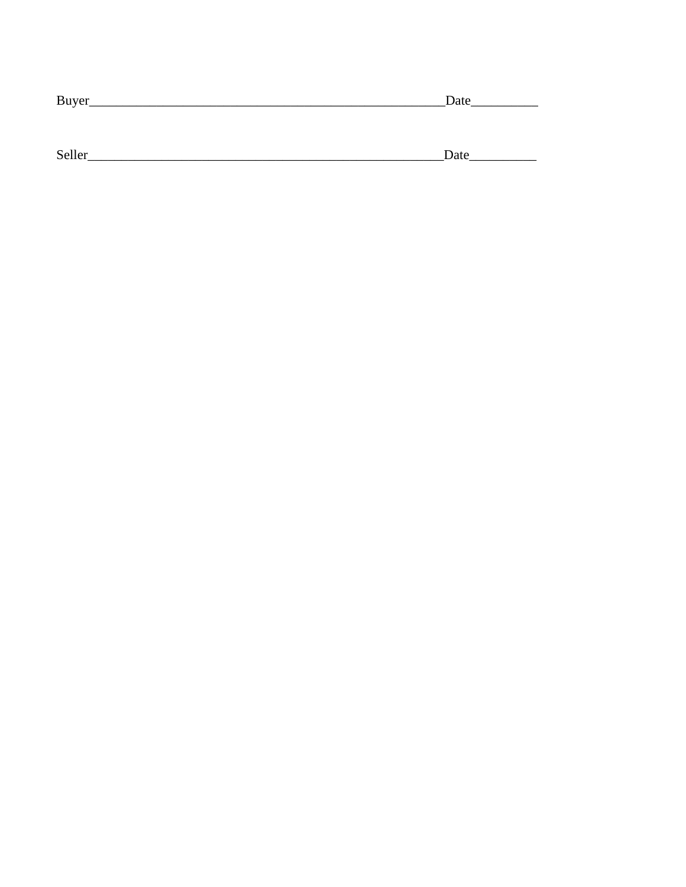Buyer_______________________________________________________Date__________

Seller_______________________________________________________Date__________